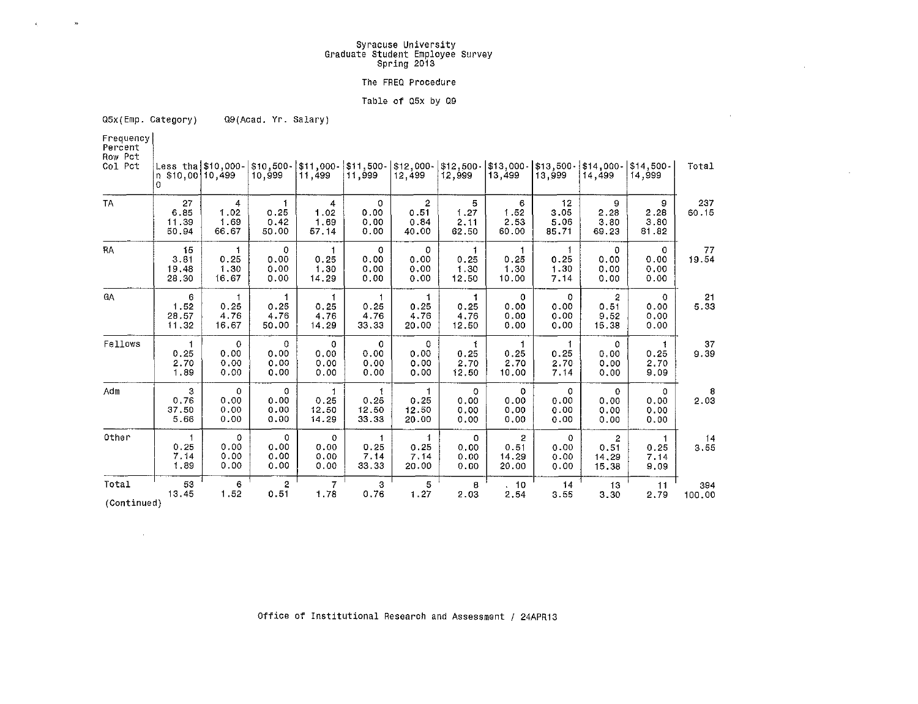Syracuse University
Graduate Student Employee Survey
Spring 2013

The FREQ Procedure

Table of Q5x by Q9

Q5x(Emp. Category)     Q9(Acad. Yr. Salary)

| Frequency / Percent / Row Pct / Col Pct | Less than $10,000 | $10,000-10,499 | $10,500-10,999 | $11,000-11,499 | $11,500-11,999 | $12,000-12,499 | $12,500-12,999 | $13,000-13,499 | $13,500-13,999 | $14,000-14,499 | $14,500-14,999 | Total |
|---|---|---|---|---|---|---|---|---|---|---|---|---|
| TA | 27<br>6.85<br>11.39<br>50.94 | 4<br>1.02<br>1.69<br>66.67 | 1<br>0.25<br>0.42<br>50.00 | 4<br>1.02<br>1.69<br>57.14 | 0<br>0.00<br>0.00<br>0.00 | 2<br>0.51<br>0.84<br>40.00 | 5<br>1.27<br>2.11<br>62.50 | 6<br>1.52<br>2.53<br>60.00 | 12<br>3.05<br>5.06<br>85.71 | 9<br>2.28<br>3.80<br>69.23 | 9<br>2.28<br>3.80<br>81.82 | 237<br>60.15 |
| RA | 15<br>3.81<br>19.48<br>28.30 | 1<br>0.25<br>1.30<br>16.67 | 0<br>0.00<br>0.00<br>0.00 | 1<br>0.25<br>1.30<br>14.29 | 0<br>0.00<br>0.00<br>0.00 | 0<br>0.00<br>0.00<br>0.00 | 1<br>0.25<br>1.30<br>12.50 | 1<br>0.25<br>1.30<br>10.00 | 1<br>0.25<br>1.30<br>7.14 | 0<br>0.00<br>0.00<br>0.00 | 0<br>0.00<br>0.00<br>0.00 | 77<br>19.54 |
| GA | 6<br>1.52<br>28.57<br>11.32 | 1<br>0.25<br>4.76<br>16.67 | 1<br>0.25<br>4.76<br>50.00 | 1<br>0.25<br>4.76<br>14.29 | 1<br>0.25<br>4.76<br>33.33 | 1<br>0.25<br>4.76<br>20.00 | 1<br>0.25<br>4.76<br>12.50 | 0<br>0.00<br>0.00<br>0.00 | 0<br>0.00<br>0.00<br>0.00 | 2<br>0.51<br>9.52<br>15.38 | 0<br>0.00<br>0.00<br>0.00 | 21<br>5.33 |
| Fellows | 1<br>0.25<br>2.70<br>1.89 | 0<br>0.00<br>0.00<br>0.00 | 0<br>0.00<br>0.00<br>0.00 | 0<br>0.00<br>0.00<br>0.00 | 0<br>0.00<br>0.00<br>0.00 | 0<br>0.00<br>0.00<br>0.00 | 1<br>0.25<br>2.70<br>12.50 | 1<br>0.25<br>2.70<br>10.00 | 1<br>0.25<br>2.70<br>7.14 | 0<br>0.00<br>0.00<br>0.00 | 1<br>0.25<br>2.70<br>9.09 | 37<br>9.39 |
| Adm | 3<br>0.76<br>37.50<br>5.66 | 0<br>0.00<br>0.00<br>0.00 | 0<br>0.00<br>0.00<br>0.00 | 1<br>0.25<br>12.50<br>14.29 | 1<br>0.25<br>12.50<br>33.33 | 1<br>0.25<br>12.50<br>20.00 | 0<br>0.00<br>0.00<br>0.00 | 0<br>0.00<br>0.00<br>0.00 | 0<br>0.00<br>0.00<br>0.00 | 0<br>0.00<br>0.00<br>0.00 | 0<br>0.00<br>0.00<br>0.00 | 8<br>2.03 |
| Other | 1<br>0.25<br>7.14<br>1.89 | 0<br>0.00<br>0.00<br>0.00 | 0<br>0.00<br>0.00<br>0.00 | 0<br>0.00<br>0.00<br>0.00 | 1<br>0.25<br>7.14<br>33.33 | 1<br>0.25<br>7.14<br>20.00 | 0<br>0.00<br>0.00<br>0.00 | 2<br>0.51<br>14.29<br>20.00 | 0<br>0.00<br>0.00<br>0.00 | 2<br>0.51<br>14.29<br>15.38 | 1<br>0.25<br>7.14<br>9.09 | 14<br>3.55 |
| Total | 53<br>13.45 | 6<br>1.52 | 2<br>0.51 | 7<br>1.78 | 3<br>0.76 | 5<br>1.27 | 8<br>2.03 | 10<br>2.54 | 14<br>3.55 | 13<br>3.30 | 11<br>2.79 | 394<br>100.00 |

(Continued)

Office of Institutional Research and Assessment / 24APR13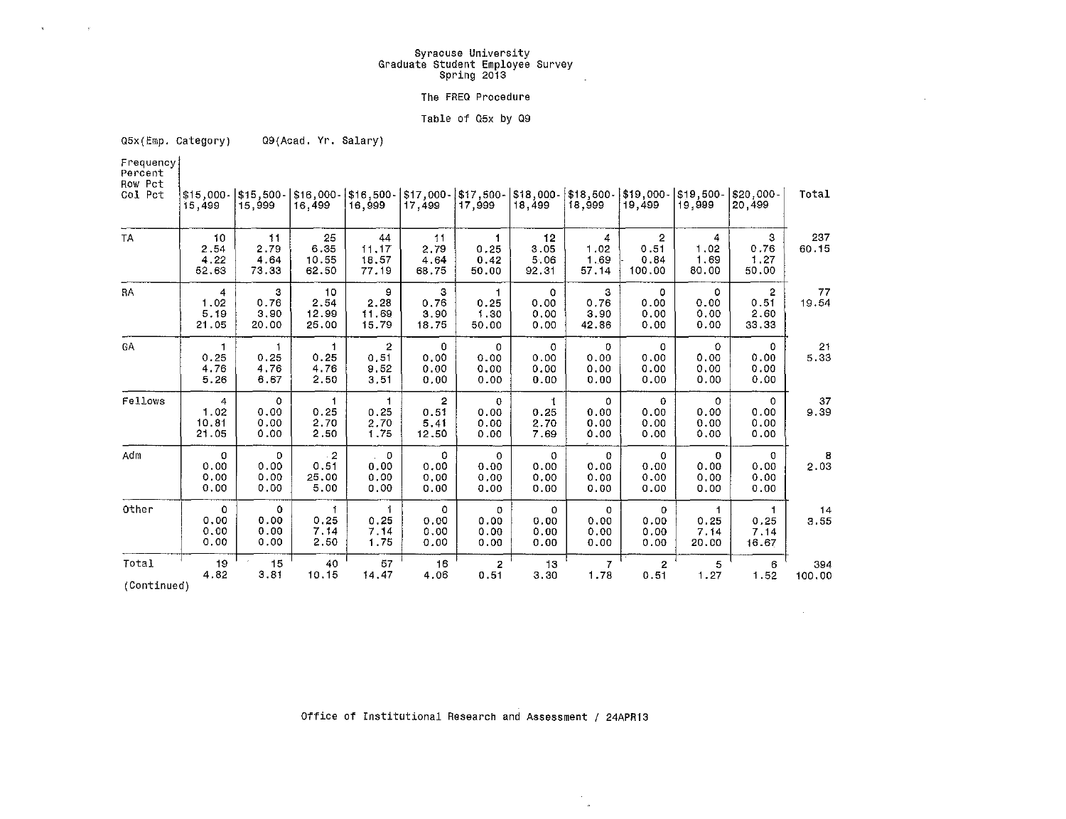Syracuse University
Graduate Student Employee Survey
Spring 2013

The FREQ Procedure

Table of Q5x by Q9

Q5x(Emp. Category) Q9(Acad. Yr. Salary)

| Frequency<br>Percent<br>Row Pct<br>Col Pct | $15,000-15,499 | $15,500-15,999 | $16,000-16,499 | $16,500-16,999 | $17,000-17,499 | $17,500-17,999 | $18,000-18,499 | $18,500-18,999 | $19,000-19,499 | $19,500-19,999 | $20,000-20,499 | Total |
|---|---|---|---|---|---|---|---|---|---|---|---|---|
| TA | 10<br>2.54<br>4.22<br>52.63 | 11<br>2.79<br>4.64<br>73.33 | 25<br>6.35<br>10.55<br>62.50 | 44<br>11.17<br>18.57<br>77.19 | 11<br>2.79<br>4.64<br>68.75 | 1<br>0.25<br>0.42<br>50.00 | 12<br>3.05<br>5.06<br>92.31 | 4<br>1.02<br>1.69<br>57.14 | 2<br>0.51<br>0.84<br>100.00 | 4<br>1.02<br>1.69<br>80.00 | 3<br>0.76<br>1.27<br>50.00 | 237<br>60.15 |
| RA | 4<br>1.02<br>5.19<br>21.05 | 3<br>0.76<br>3.90<br>20.00 | 10<br>2.54<br>12.99<br>25.00 | 9<br>2.28<br>11.69<br>15.79 | 3<br>0.76<br>3.90<br>18.75 | 1<br>0.25<br>1.30<br>50.00 | 0<br>0.00<br>0.00<br>0.00 | 3<br>0.76<br>3.90<br>42.86 | 0<br>0.00<br>0.00<br>0.00 | 0<br>0.00<br>0.00<br>0.00 | 2<br>0.51<br>2.60<br>33.33 | 77<br>19.54 |
| GA | 1<br>0.25<br>4.76<br>5.26 | 1<br>0.25<br>4.76<br>6.67 | 1<br>0.25<br>4.76<br>2.50 | 2<br>0.51<br>9.52<br>3.51 | 0<br>0.00<br>0.00<br>0.00 | 0<br>0.00<br>0.00<br>0.00 | 0<br>0.00<br>0.00<br>0.00 | 0<br>0.00<br>0.00<br>0.00 | 0<br>0.00<br>0.00<br>0.00 | 0<br>0.00<br>0.00<br>0.00 | 0<br>0.00<br>0.00<br>0.00 | 21<br>5.33 |
| Fellows | 4<br>1.02<br>10.81<br>21.05 | 0<br>0.00<br>0.00<br>0.00 | 1<br>0.25<br>2.70<br>2.50 | 1<br>0.25<br>2.70<br>1.75 | 2<br>0.51<br>5.41<br>12.50 | 0<br>0.00<br>0.00<br>0.00 | 1<br>0.25<br>2.70<br>7.69 | 0<br>0.00<br>0.00<br>0.00 | 0<br>0.00<br>0.00<br>0.00 | 0<br>0.00<br>0.00<br>0.00 | 0<br>0.00<br>0.00<br>0.00 | 37<br>9.39 |
| Adm | 0<br>0.00<br>0.00<br>0.00 | 0<br>0.00<br>0.00<br>0.00 | 2<br>0.51<br>25.00<br>5.00 | 0<br>0.00<br>0.00<br>0.00 | 0<br>0.00<br>0.00<br>0.00 | 0<br>0.00<br>0.00<br>0.00 | 0<br>0.00<br>0.00<br>0.00 | 0<br>0.00<br>0.00<br>0.00 | 0<br>0.00<br>0.00<br>0.00 | 0<br>0.00<br>0.00<br>0.00 | 0<br>0.00<br>0.00<br>0.00 | 8<br>2.03 |
| Other | 0<br>0.00<br>0.00<br>0.00 | 0<br>0.00<br>0.00<br>0.00 | 1<br>0.25<br>7.14<br>2.50 | 1<br>0.25<br>7.14<br>1.75 | 0<br>0.00<br>0.00<br>0.00 | 0<br>0.00<br>0.00<br>0.00 | 0<br>0.00<br>0.00<br>0.00 | 0<br>0.00<br>0.00<br>0.00 | 0<br>0.00<br>0.00<br>0.00 | 1<br>0.25<br>7.14<br>20.00 | 1<br>0.25<br>7.14<br>16.67 | 14<br>3.55 |
| Total | 19<br>4.82 | 15<br>3.81 | 40<br>10.15 | 57<br>14.47 | 16<br>4.06 | 2<br>0.51 | 13<br>3.30 | 7<br>1.78 | 2<br>0.51 | 5<br>1.27 | 6<br>1.52 | 394<br>100.00 |

(Continued)

Office of Institutional Research and Assessment / 24APR13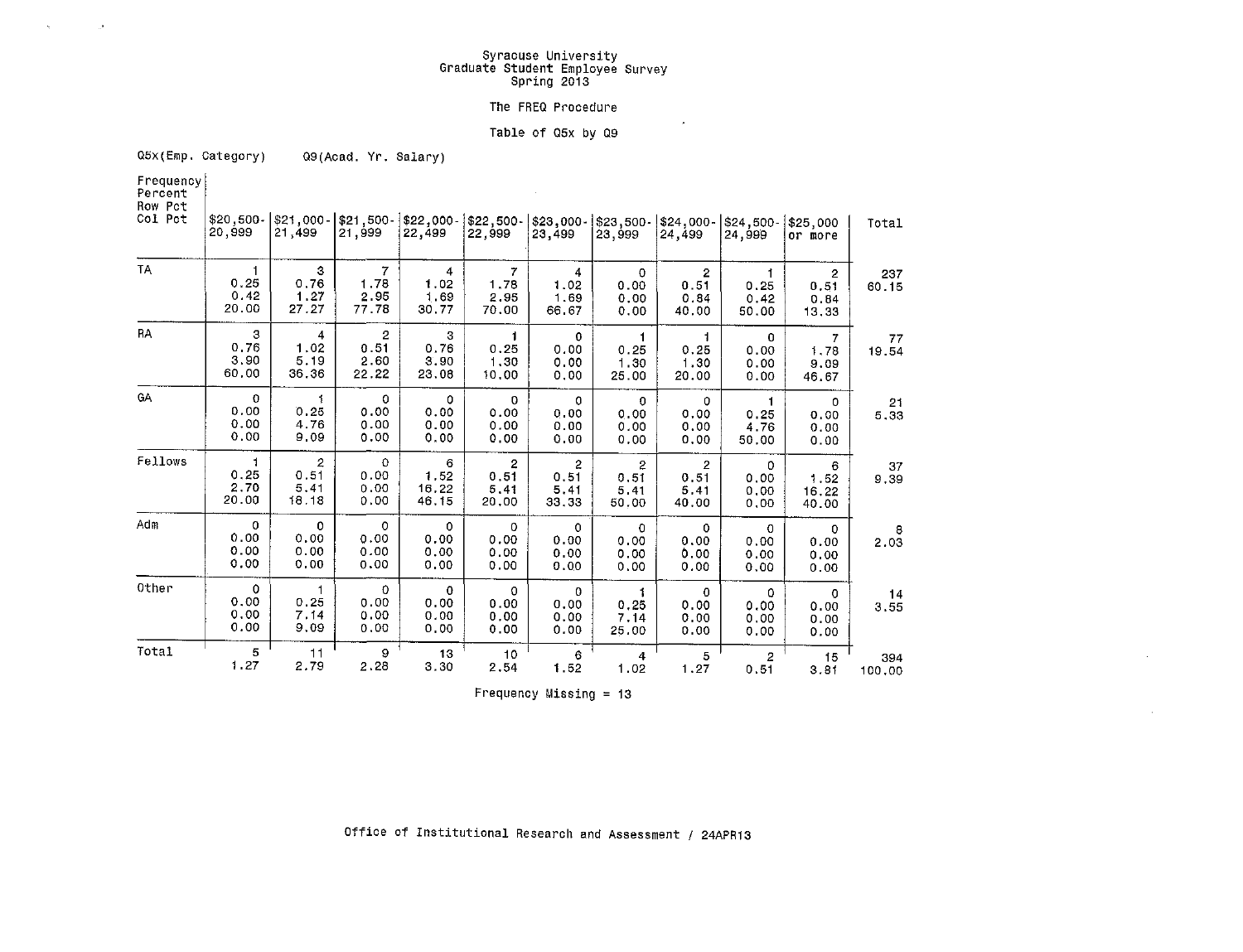Syracuse University
Graduate Student Employee Survey
Spring 2013

The FREQ Procedure

Table of Q5x by Q9

Q5x(Emp. Category)     Q9(Acad. Yr. Salary)

| Frequency<br>Percent<br>Row Pct<br>Col Pct | $20,500-20,999 | $21,000-21,499 | $21,500-21,999 | $22,000-22,499 | $22,500-22,999 | $23,000-23,499 | $23,500-23,999 | $24,000-24,499 | $24,500-24,999 | $25,000 or more | Total |
|---|---|---|---|---|---|---|---|---|---|---|---|
| TA | 1<br>0.25<br>0.42<br>20.00 | 3<br>0.76<br>1.27<br>27.27 | 7<br>1.78<br>2.95<br>77.78 | 4<br>1.02<br>1.69<br>30.77 | 7<br>1.78<br>2.95<br>70.00 | 4<br>1.02<br>1.69<br>66.67 | 0<br>0.00<br>0.00<br>0.00 | 2<br>0.51<br>0.84<br>40.00 | 1<br>0.25<br>0.42<br>50.00 | 2<br>0.51<br>0.84<br>13.33 | 237<br>60.15 |
| RA | 3<br>0.76<br>3.90<br>60.00 | 4<br>1.02<br>5.19<br>36.36 | 2<br>0.51<br>2.60<br>22.22 | 3<br>0.76<br>3.90<br>23.08 | 1<br>0.25<br>1.30<br>10.00 | 0<br>0.00<br>0.00<br>0.00 | 1<br>0.25<br>1.30<br>25.00 | 1<br>0.25<br>1.30<br>20.00 | 0<br>0.00<br>0.00<br>0.00 | 7<br>1.78<br>9.09<br>46.67 | 77<br>19.54 |
| GA | 0<br>0.00<br>0.00<br>0.00 | 1<br>0.25<br>4.76<br>9.09 | 0<br>0.00<br>0.00<br>0.00 | 0<br>0.00<br>0.00<br>0.00 | 0<br>0.00<br>0.00<br>0.00 | 0<br>0.00<br>0.00<br>0.00 | 0<br>0.00<br>0.00<br>0.00 | 0<br>0.00<br>0.00<br>0.00 | 1<br>0.25<br>4.76<br>50.00 | 0<br>0.00<br>0.00<br>0.00 | 21<br>5.33 |
| Fellows | 1<br>0.25<br>2.70<br>20.00 | 2<br>0.51<br>5.41<br>18.18 | 0<br>0.00<br>0.00<br>0.00 | 6<br>1.52<br>16.22<br>46.15 | 2<br>0.51<br>5.41<br>20.00 | 2<br>0.51<br>5.41<br>33.33 | 2<br>0.51<br>5.41<br>50.00 | 2<br>0.51<br>5.41<br>40.00 | 0<br>0.00<br>0.00<br>0.00 | 6<br>1.52<br>16.22<br>40.00 | 37<br>9.39 |
| Adm | 0<br>0.00<br>0.00<br>0.00 | 0<br>0.00<br>0.00<br>0.00 | 0<br>0.00<br>0.00<br>0.00 | 0<br>0.00<br>0.00<br>0.00 | 0<br>0.00<br>0.00<br>0.00 | 0<br>0.00<br>0.00<br>0.00 | 0<br>0.00<br>0.00<br>0.00 | 0<br>0.00<br>0.00<br>0.00 | 0<br>0.00<br>0.00<br>0.00 | 0<br>0.00<br>0.00<br>0.00 | 8<br>2.03 |
| Other | 0<br>0.00<br>0.00<br>0.00 | 1<br>0.25<br>7.14<br>9.09 | 0<br>0.00<br>0.00<br>0.00 | 0<br>0.00<br>0.00<br>0.00 | 0<br>0.00<br>0.00<br>0.00 | 0<br>0.00<br>0.00<br>0.00 | 1<br>0.25<br>7.14<br>25.00 | 0<br>0.00<br>0.00<br>0.00 | 0<br>0.00<br>0.00<br>0.00 | 0<br>0.00<br>0.00<br>0.00 | 14<br>3.55 |
| Total | 5<br>1.27 | 11<br>2.79 | 9<br>2.28 | 13<br>3.30 | 10<br>2.54 | 6<br>1.52 | 4<br>1.02 | 5<br>1.27 | 2<br>0.51 | 15<br>3.81 | 394<br>100.00 |

Frequency Missing = 13

Office of Institutional Research and Assessment / 24APR13